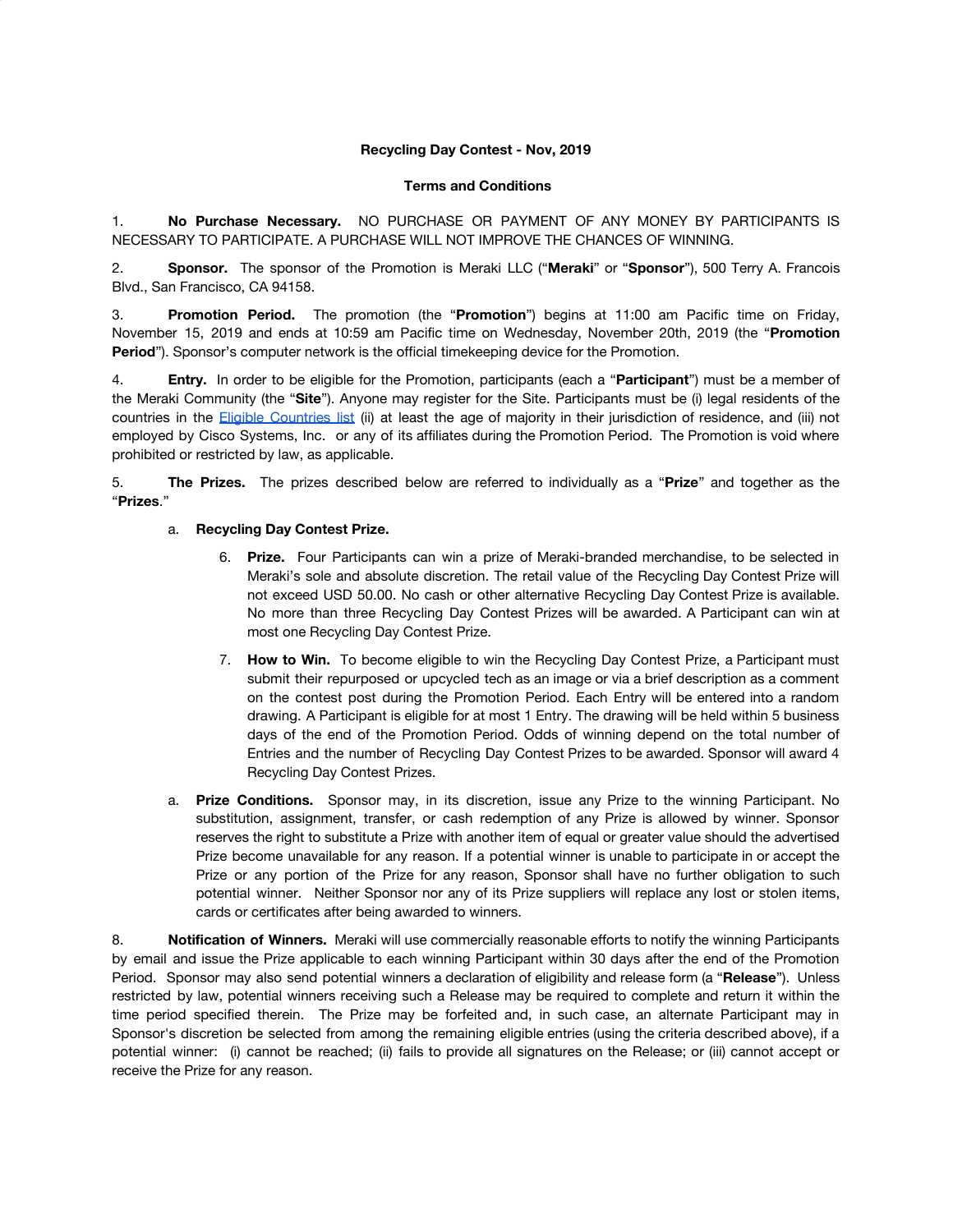**Recycling Day Contest - Nov, 2019**

**Terms and Conditions**

1. **No Purchase Necessary.** NO PURCHASE OR PAYMENT OF ANY MONEY BY PARTICIPANTS IS NECESSARY TO PARTICIPATE. A PURCHASE WILL NOT IMPROVE THE CHANCES OF WINNING.

2. **Sponsor.** The sponsor of the Promotion is Meraki LLC ("**Meraki**" or "**Sponsor**"), 500 Terry A. Francois Blvd., San Francisco, CA 94158.

3. **Promotion Period.** The promotion (the "**Promotion**") begins at 11:00 am Pacific time on Friday, November 15, 2019 and ends at 10:59 am Pacific time on Wednesday, November 20th, 2019 (the "**Promotion Period**"). Sponsor's computer network is the official timekeeping device for the Promotion.

4. **Entry.** In order to be eligible for the Promotion, participants (each a "**Participant**") must be a member of the Meraki Community (the "**Site**"). Anyone may register for the Site. Participants must be (i) legal residents of the countries in the Eligible Countries list (ii) at least the age of majority in their jurisdiction of residence, and (iii) not employed by Cisco Systems, Inc. or any of its affiliates during the Promotion Period. The Promotion is void where prohibited or restricted by law, as applicable.

5. **The Prizes.** The prizes described below are referred to individually as a "**Prize**" and together as the "**Prizes**."

   a. **Recycling Day Contest Prize.**

      6. **Prize.** Four Participants can win a prize of Meraki-branded merchandise, to be selected in Meraki's sole and absolute discretion. The retail value of the Recycling Day Contest Prize will not exceed USD 50.00. No cash or other alternative Recycling Day Contest Prize is available. No more than three Recycling Day Contest Prizes will be awarded. A Participant can win at most one Recycling Day Contest Prize.

      7. **How to Win.** To become eligible to win the Recycling Day Contest Prize, a Participant must submit their repurposed or upcycled tech as an image or via a brief description as a comment on the contest post during the Promotion Period. Each Entry will be entered into a random drawing. A Participant is eligible for at most 1 Entry. The drawing will be held within 5 business days of the end of the Promotion Period. Odds of winning depend on the total number of Entries and the number of Recycling Day Contest Prizes to be awarded. Sponsor will award 4 Recycling Day Contest Prizes.

   a. **Prize Conditions.** Sponsor may, in its discretion, issue any Prize to the winning Participant. No substitution, assignment, transfer, or cash redemption of any Prize is allowed by winner. Sponsor reserves the right to substitute a Prize with another item of equal or greater value should the advertised Prize become unavailable for any reason. If a potential winner is unable to participate in or accept the Prize or any portion of the Prize for any reason, Sponsor shall have no further obligation to such potential winner. Neither Sponsor nor any of its Prize suppliers will replace any lost or stolen items, cards or certificates after being awarded to winners.

8. **Notification of Winners.** Meraki will use commercially reasonable efforts to notify the winning Participants by email and issue the Prize applicable to each winning Participant within 30 days after the end of the Promotion Period. Sponsor may also send potential winners a declaration of eligibility and release form (a "**Release**"). Unless restricted by law, potential winners receiving such a Release may be required to complete and return it within the time period specified therein. The Prize may be forfeited and, in such case, an alternate Participant may in Sponsor's discretion be selected from among the remaining eligible entries (using the criteria described above), if a potential winner: (i) cannot be reached; (ii) fails to provide all signatures on the Release; or (iii) cannot accept or receive the Prize for any reason.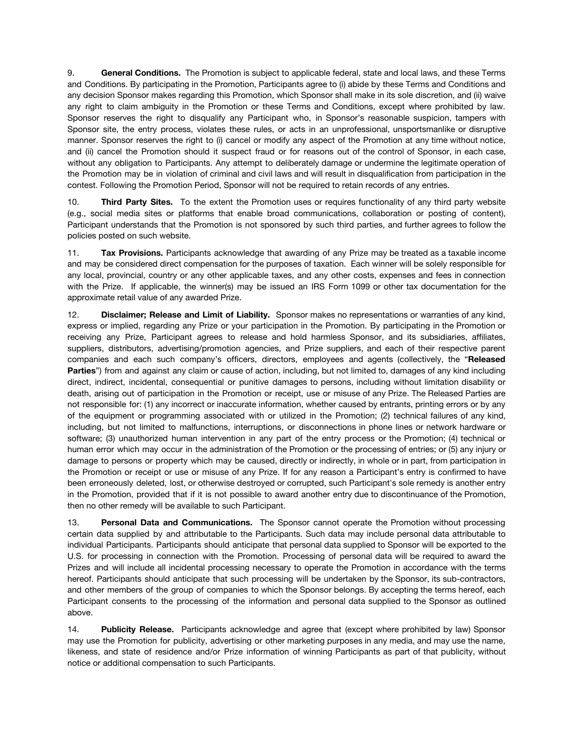9. **General Conditions.** The Promotion is subject to applicable federal, state and local laws, and these Terms and Conditions. By participating in the Promotion, Participants agree to (i) abide by these Terms and Conditions and any decision Sponsor makes regarding this Promotion, which Sponsor shall make in its sole discretion, and (ii) waive any right to claim ambiguity in the Promotion or these Terms and Conditions, except where prohibited by law. Sponsor reserves the right to disqualify any Participant who, in Sponsor's reasonable suspicion, tampers with Sponsor site, the entry process, violates these rules, or acts in an unprofessional, unsportsmanlike or disruptive manner. Sponsor reserves the right to (i) cancel or modify any aspect of the Promotion at any time without notice, and (ii) cancel the Promotion should it suspect fraud or for reasons out of the control of Sponsor, in each case, without any obligation to Participants. Any attempt to deliberately damage or undermine the legitimate operation of the Promotion may be in violation of criminal and civil laws and will result in disqualification from participation in the contest. Following the Promotion Period, Sponsor will not be required to retain records of any entries.

10. **Third Party Sites.** To the extent the Promotion uses or requires functionality of any third party website (e.g., social media sites or platforms that enable broad communications, collaboration or posting of content), Participant understands that the Promotion is not sponsored by such third parties, and further agrees to follow the policies posted on such website.

11. **Tax Provisions.** Participants acknowledge that awarding of any Prize may be treated as a taxable income and may be considered direct compensation for the purposes of taxation. Each winner will be solely responsible for any local, provincial, country or any other applicable taxes, and any other costs, expenses and fees in connection with the Prize. If applicable, the winner(s) may be issued an IRS Form 1099 or other tax documentation for the approximate retail value of any awarded Prize.

12. **Disclaimer; Release and Limit of Liability.** Sponsor makes no representations or warranties of any kind, express or implied, regarding any Prize or your participation in the Promotion. By participating in the Promotion or receiving any Prize, Participant agrees to release and hold harmless Sponsor, and its subsidiaries, affiliates, suppliers, distributors, advertising/promotion agencies, and Prize suppliers, and each of their respective parent companies and each such company's officers, directors, employees and agents (collectively, the "**Released Parties**") from and against any claim or cause of action, including, but not limited to, damages of any kind including direct, indirect, incidental, consequential or punitive damages to persons, including without limitation disability or death, arising out of participation in the Promotion or receipt, use or misuse of any Prize. The Released Parties are not responsible for: (1) any incorrect or inaccurate information, whether caused by entrants, printing errors or by any of the equipment or programming associated with or utilized in the Promotion; (2) technical failures of any kind, including, but not limited to malfunctions, interruptions, or disconnections in phone lines or network hardware or software; (3) unauthorized human intervention in any part of the entry process or the Promotion; (4) technical or human error which may occur in the administration of the Promotion or the processing of entries; or (5) any injury or damage to persons or property which may be caused, directly or indirectly, in whole or in part, from participation in the Promotion or receipt or use or misuse of any Prize. If for any reason a Participant's entry is confirmed to have been erroneously deleted, lost, or otherwise destroyed or corrupted, such Participant's sole remedy is another entry in the Promotion, provided that if it is not possible to award another entry due to discontinuance of the Promotion, then no other remedy will be available to such Participant.

13. **Personal Data and Communications.** The Sponsor cannot operate the Promotion without processing certain data supplied by and attributable to the Participants. Such data may include personal data attributable to individual Participants. Participants should anticipate that personal data supplied to Sponsor will be exported to the U.S. for processing in connection with the Promotion. Processing of personal data will be required to award the Prizes and will include all incidental processing necessary to operate the Promotion in accordance with the terms hereof. Participants should anticipate that such processing will be undertaken by the Sponsor, its sub-contractors, and other members of the group of companies to which the Sponsor belongs. By accepting the terms hereof, each Participant consents to the processing of the information and personal data supplied to the Sponsor as outlined above.

14. **Publicity Release.** Participants acknowledge and agree that (except where prohibited by law) Sponsor may use the Promotion for publicity, advertising or other marketing purposes in any media, and may use the name, likeness, and state of residence and/or Prize information of winning Participants as part of that publicity, without notice or additional compensation to such Participants.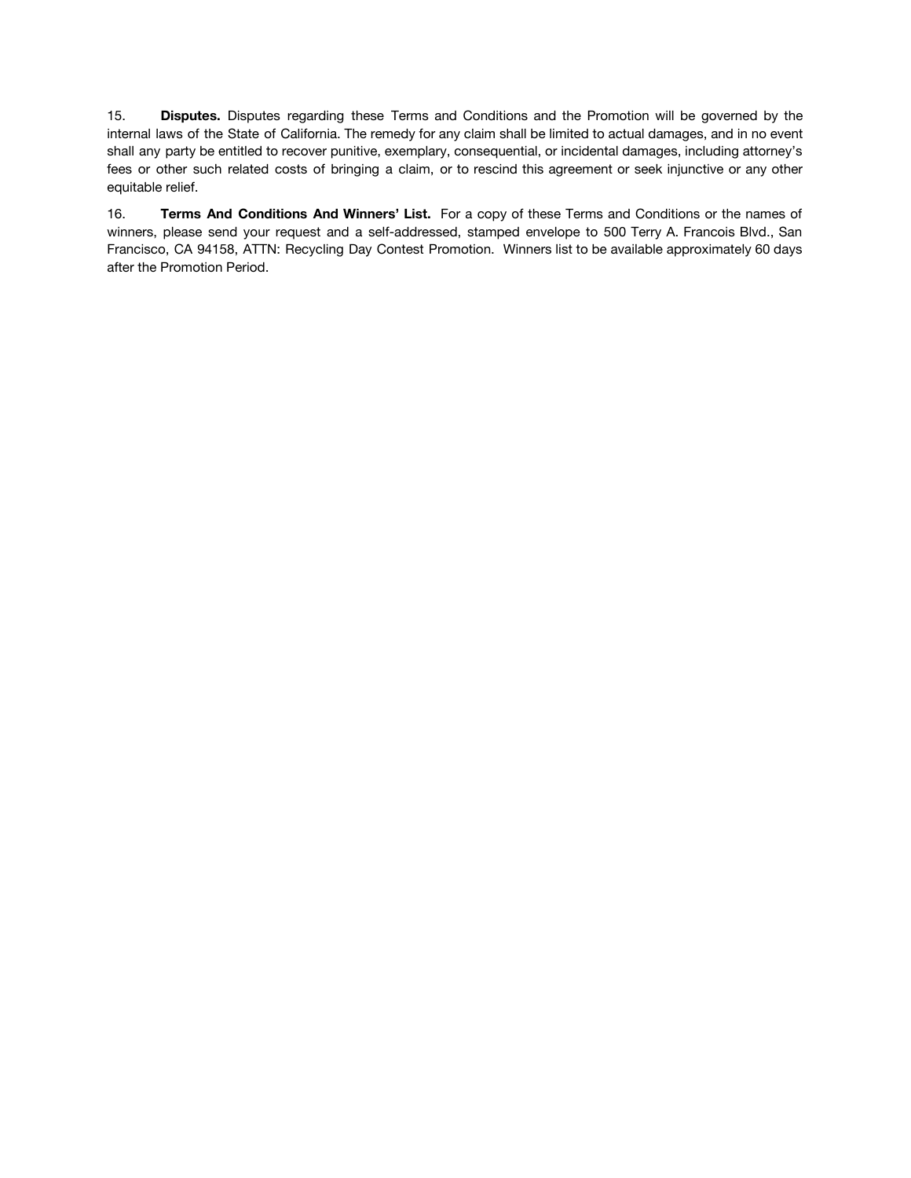15. **Disputes.** Disputes regarding these Terms and Conditions and the Promotion will be governed by the internal laws of the State of California. The remedy for any claim shall be limited to actual damages, and in no event shall any party be entitled to recover punitive, exemplary, consequential, or incidental damages, including attorney's fees or other such related costs of bringing a claim, or to rescind this agreement or seek injunctive or any other equitable relief.

16. **Terms And Conditions And Winners' List.** For a copy of these Terms and Conditions or the names of winners, please send your request and a self-addressed, stamped envelope to 500 Terry A. Francois Blvd., San Francisco, CA 94158, ATTN: Recycling Day Contest Promotion. Winners list to be available approximately 60 days after the Promotion Period.